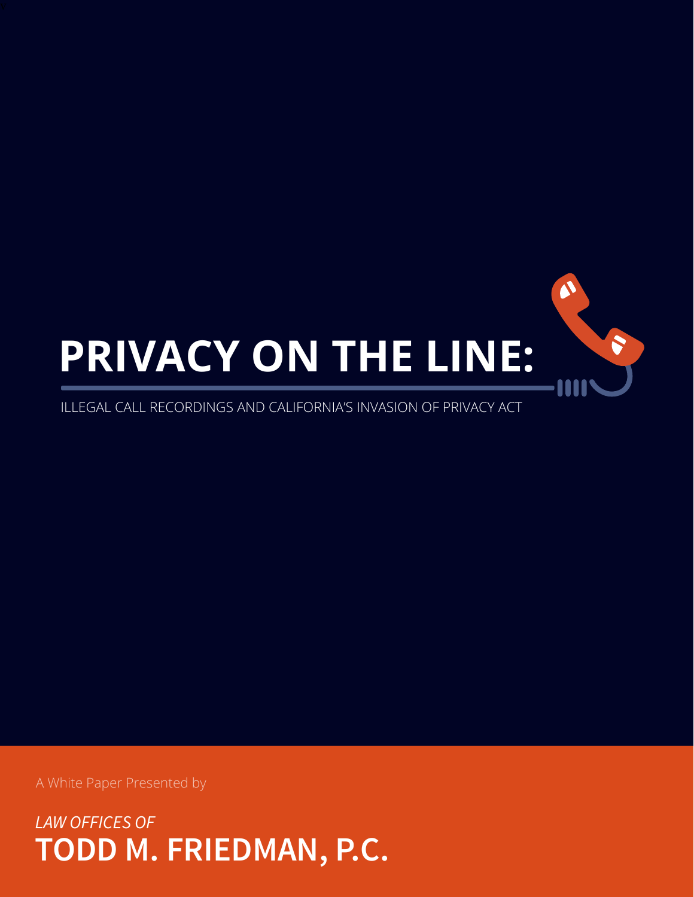# PRIVACY ON THE LINE:

ILLEGAL CALL RECORDINGS AND CALIFORNIA'S INVASION OF PRIVACY ACT

A White Paper Presented by

*LAW OFFICES OF*

**TODD M. FRIEDMAN, P.C.**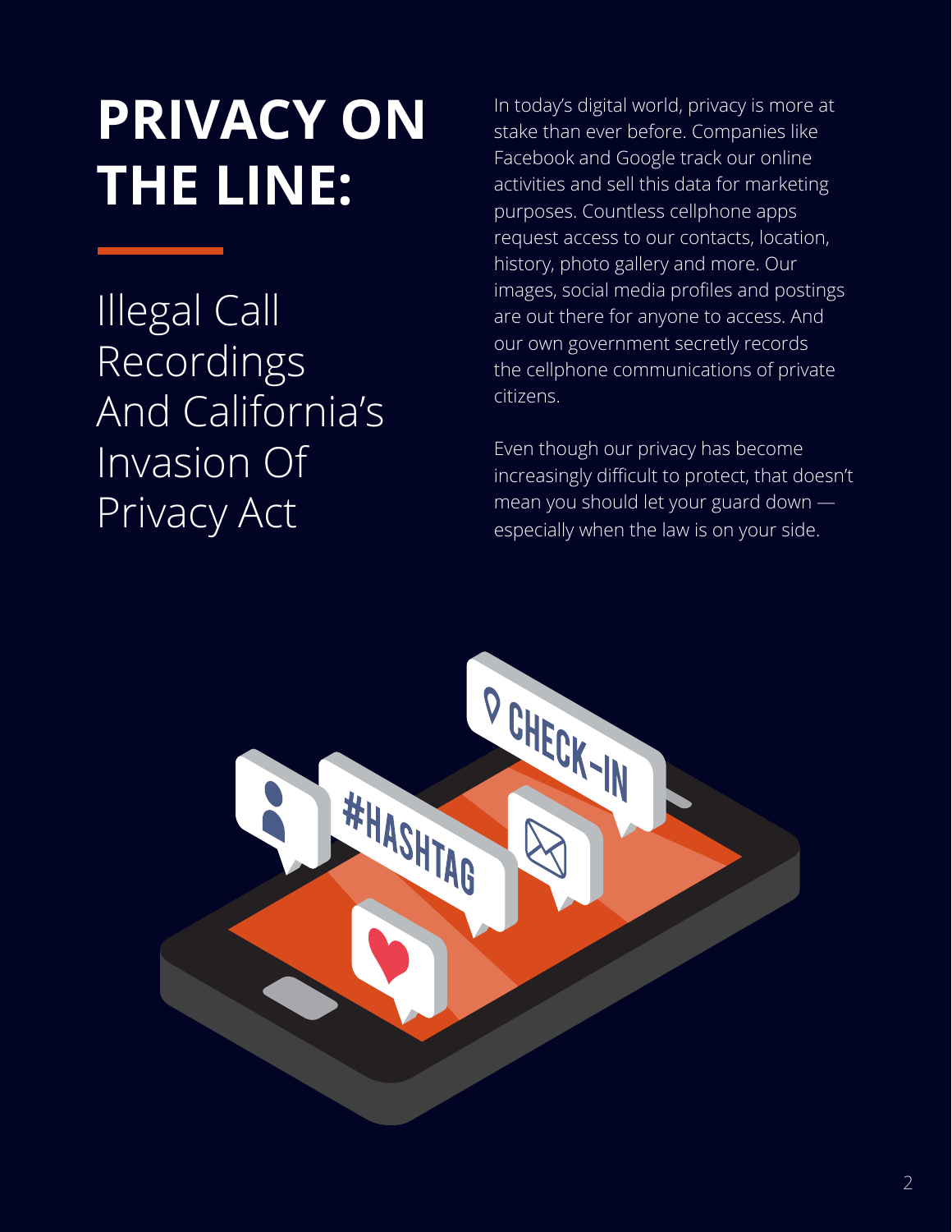# PRIVACY ON THE LINE:

## Illegal Call Recordings And California's Invasion Of Privacy Act

In today's digital world, privacy is more at stake than ever before. Companies like Facebook and Google track our online activities and sell this data for marketing purposes. Countless cellphone apps request access to our contacts, location, history, photo gallery and more. Our images, social media profiles and postings are out there for anyone to access. And our own government secretly records the cellphone communications of private citizens.

Even though our privacy has become increasingly difficult to protect, that doesn't mean you should let your guard down — especially when the law is on your side.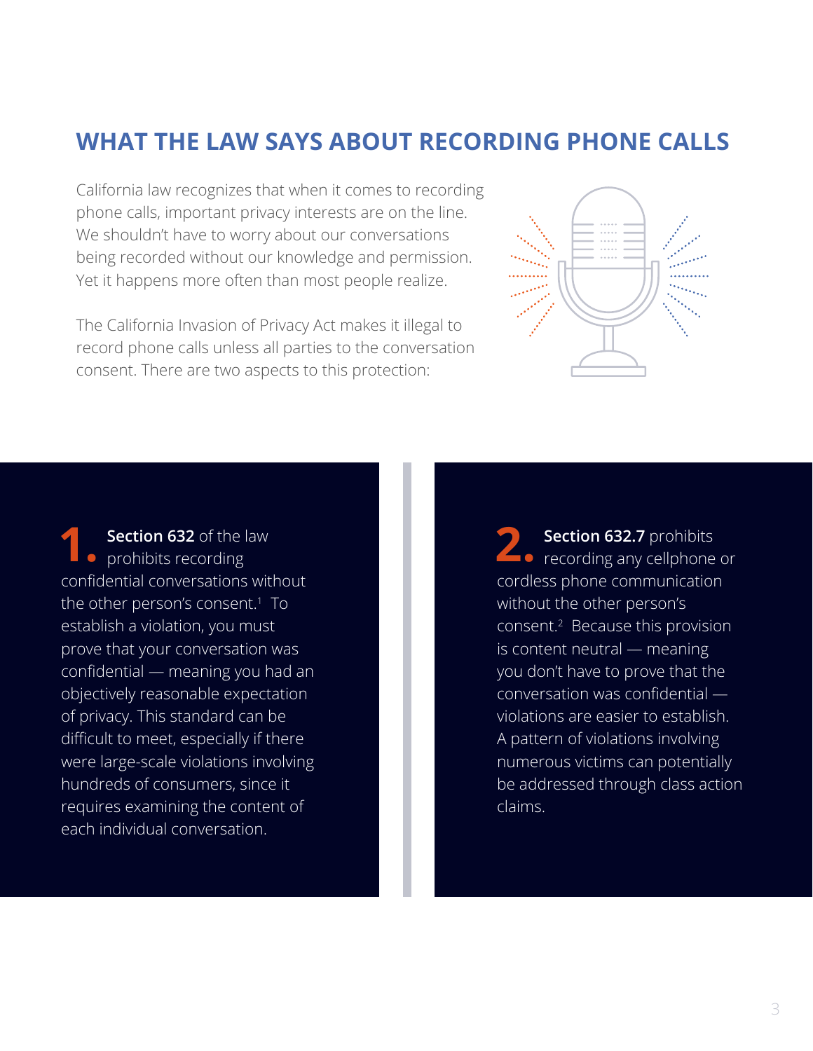## WHAT THE LAW SAYS ABOUT RECORDING PHONE CALLS

California law recognizes that when it comes to recording phone calls, important privacy interests are on the line. We shouldn't have to worry about our conversations being recorded without our knowledge and permission. Yet it happens more often than most people realize.

The California Invasion of Privacy Act makes it illegal to record phone calls unless all parties to the conversation consent. There are two aspects to this protection:

**1. Section 632** of the law prohibits recording confidential conversations without the other person's consent.[1] To establish a violation, you must prove that your conversation was confidential — meaning you had an objectively reasonable expectation of privacy. This standard can be difficult to meet, especially if there were large-scale violations involving hundreds of consumers, since it requires examining the content of each individual conversation.

**2. Section 632.7** prohibits recording any cellphone or cordless phone communication without the other person's consent.[2] Because this provision is content neutral — meaning you don't have to prove that the conversation was confidential — violations are easier to establish. A pattern of violations involving numerous victims can potentially be addressed through class action claims.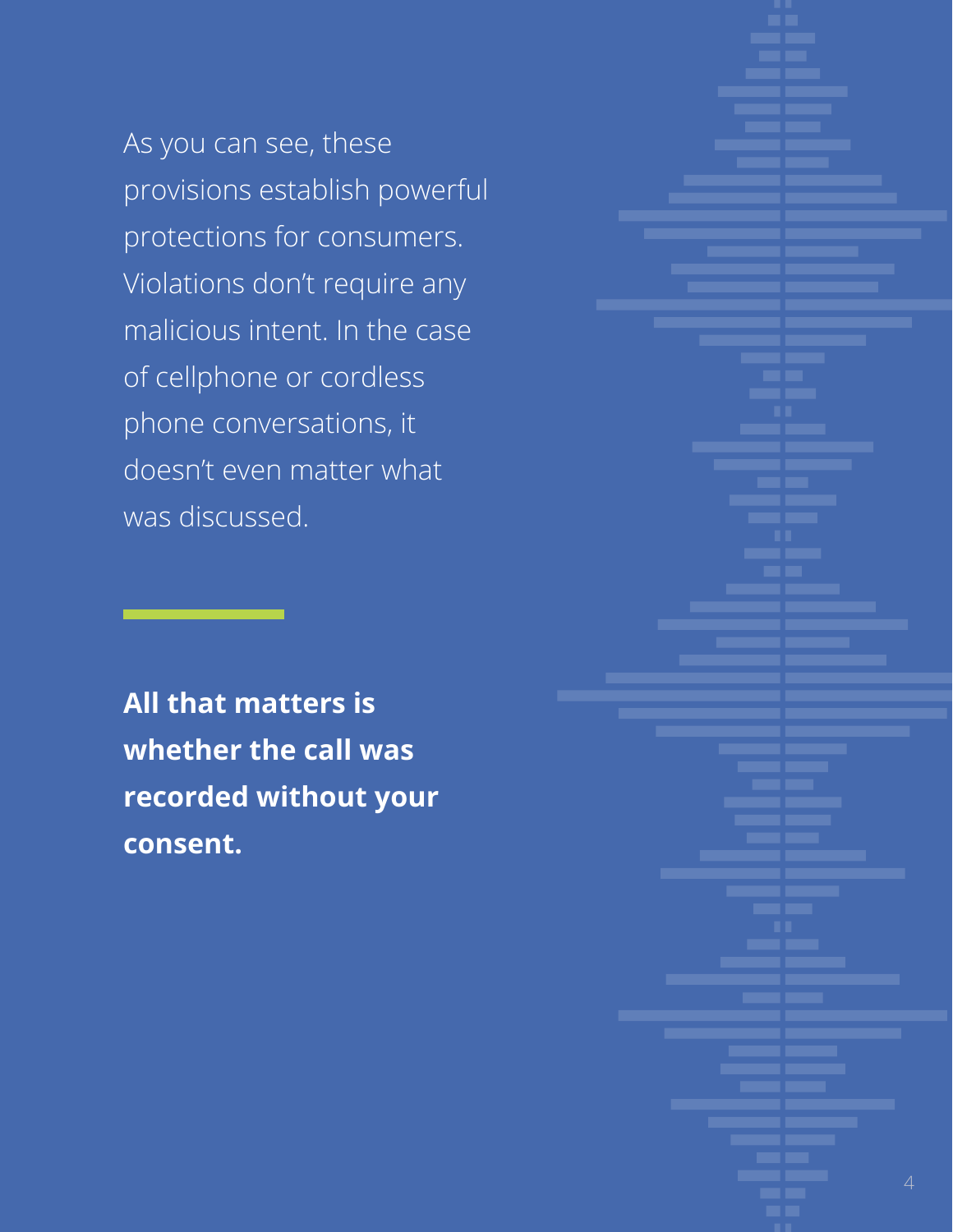As you can see, these provisions establish powerful protections for consumers. Violations don't require any malicious intent. In the case of cellphone or cordless phone conversations, it doesn't even matter what was discussed.

**All that matters is whether the call was recorded without your consent.**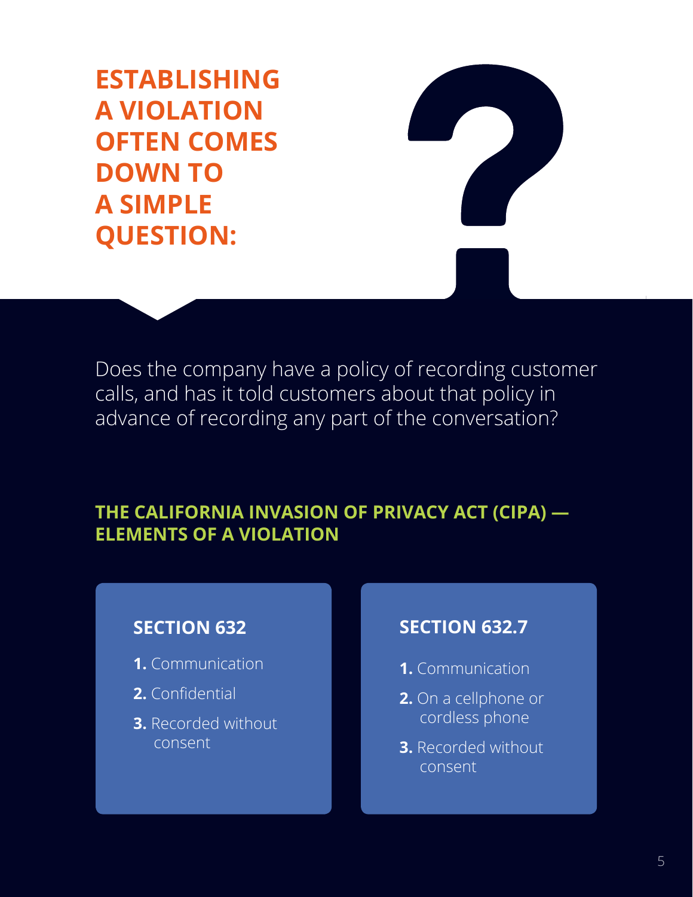# ESTABLISHING A VIOLATION OFTEN COMES DOWN TO A SIMPLE QUESTION:

Does the company have a policy of recording customer calls, and has it told customers about that policy in advance of recording any part of the conversation?

## THE CALIFORNIA INVASION OF PRIVACY ACT (CIPA) — ELEMENTS OF A VIOLATION

### SECTION 632

1. Communication
2. Confidential
3. Recorded without consent

### SECTION 632.7

1. Communication
2. On a cellphone or cordless phone
3. Recorded without consent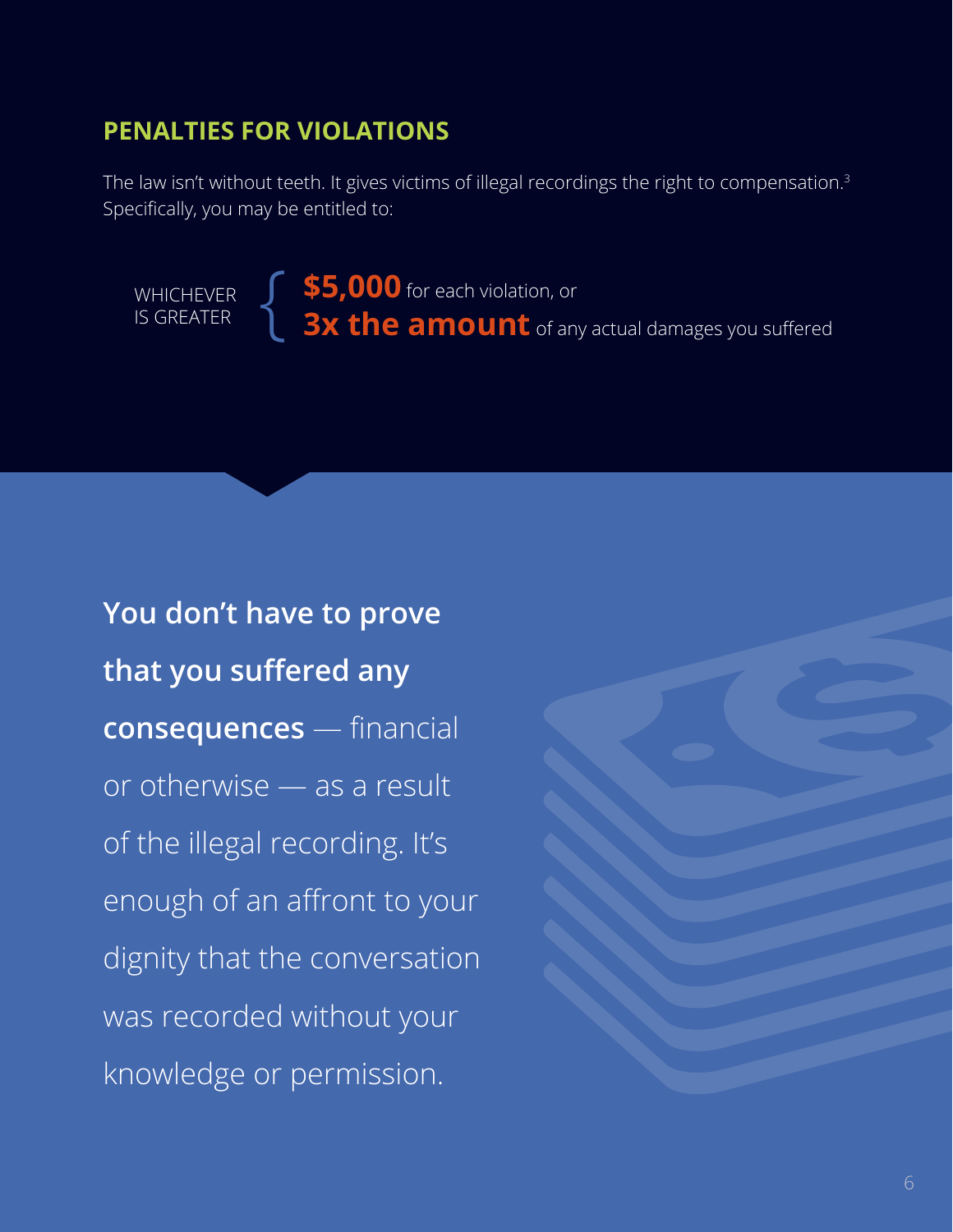## PENALTIES FOR VIOLATIONS

The law isn't without teeth. It gives victims of illegal recordings the right to compensation.[3] Specifically, you may be entitled to:

WHICHEVER IS GREATER

- **$5,000** for each violation, or
- **3x the amount** of any actual damages you suffered

**You don't have to prove that you suffered any consequences** — financial or otherwise — as a result of the illegal recording. It's enough of an affront to your dignity that the conversation was recorded without your knowledge or permission.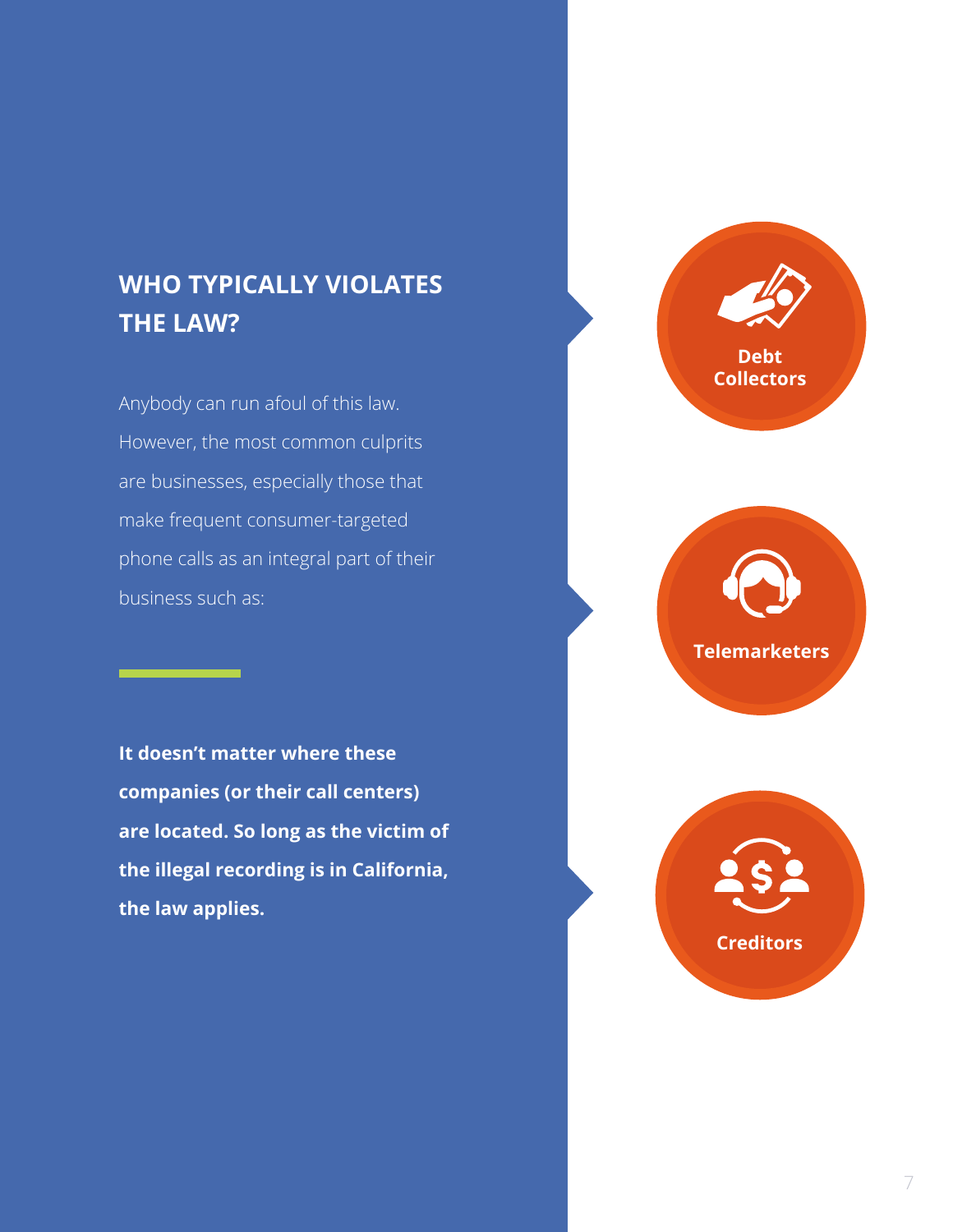## WHO TYPICALLY VIOLATES THE LAW?

Anybody can run afoul of this law. However, the most common culprits are businesses, especially those that make frequent consumer-targeted phone calls as an integral part of their business such as:

- Debt Collectors
- Telemarketers
- Creditors

**It doesn't matter where these companies (or their call centers) are located. So long as the victim of the illegal recording is in California, the law applies.**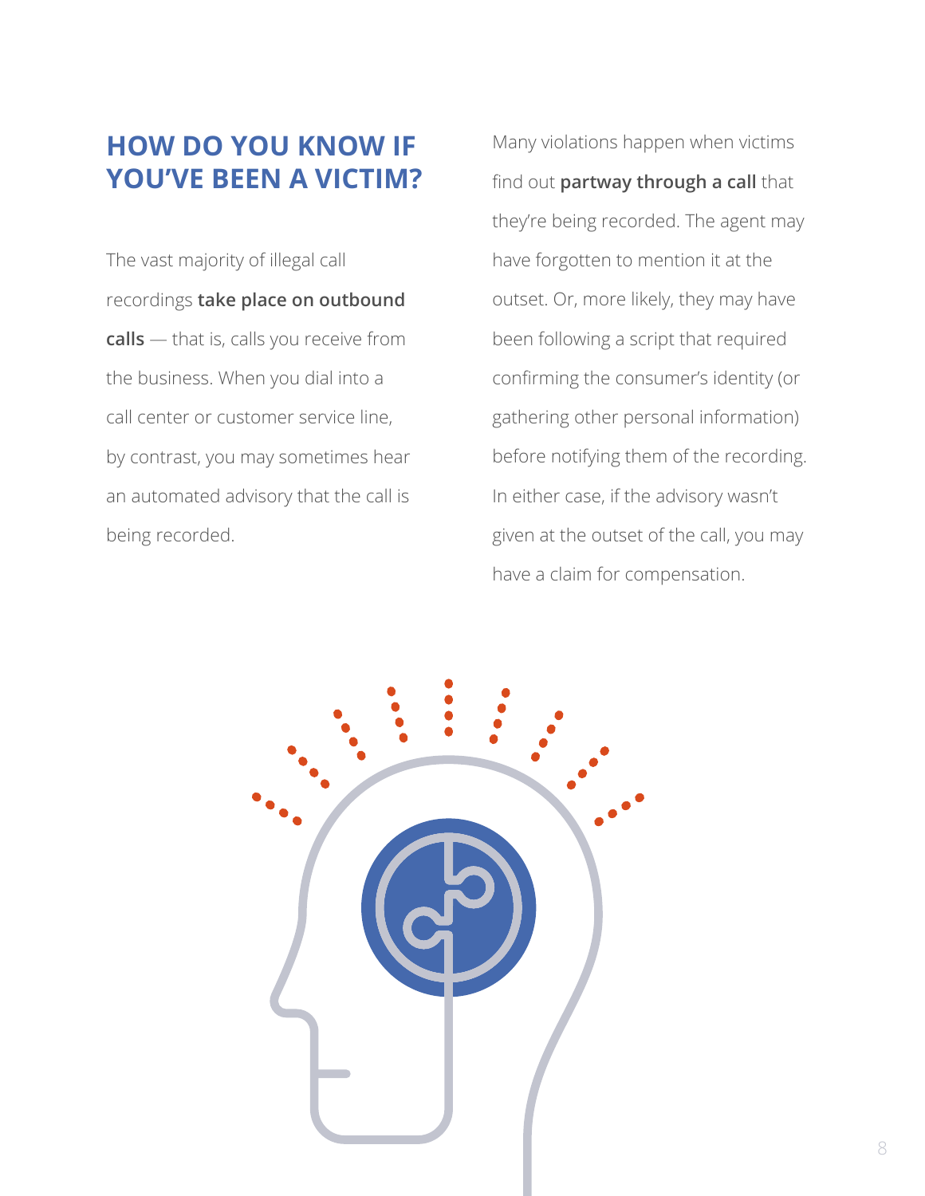## HOW DO YOU KNOW IF YOU'VE BEEN A VICTIM?

The vast majority of illegal call recordings **take place on outbound calls** — that is, calls you receive from the business. When you dial into a call center or customer service line, by contrast, you may sometimes hear an automated advisory that the call is being recorded.

Many violations happen when victims find out **partway through a call** that they're being recorded. The agent may have forgotten to mention it at the outset. Or, more likely, they may have been following a script that required confirming the consumer's identity (or gathering other personal information) before notifying them of the recording. In either case, if the advisory wasn't given at the outset of the call, you may have a claim for compensation.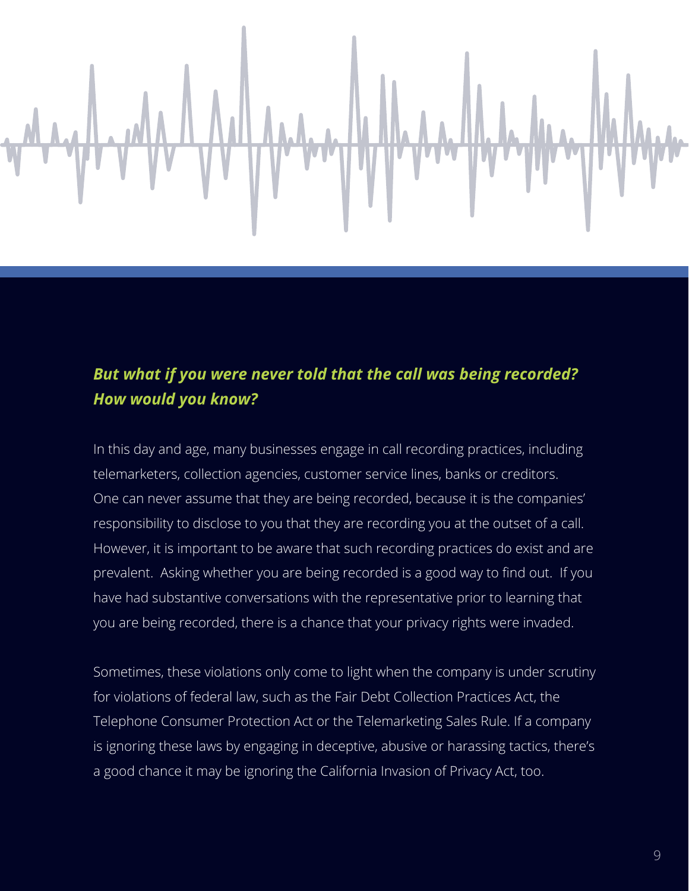***But what if you were never told that the call was being recorded? How would you know?***

In this day and age, many businesses engage in call recording practices, including telemarketers, collection agencies, customer service lines, banks or creditors. One can never assume that they are being recorded, because it is the companies' responsibility to disclose to you that they are recording you at the outset of a call. However, it is important to be aware that such recording practices do exist and are prevalent. Asking whether you are being recorded is a good way to find out. If you have had substantive conversations with the representative prior to learning that you are being recorded, there is a chance that your privacy rights were invaded.

Sometimes, these violations only come to light when the company is under scrutiny for violations of federal law, such as the Fair Debt Collection Practices Act, the Telephone Consumer Protection Act or the Telemarketing Sales Rule. If a company is ignoring these laws by engaging in deceptive, abusive or harassing tactics, there's a good chance it may be ignoring the California Invasion of Privacy Act, too.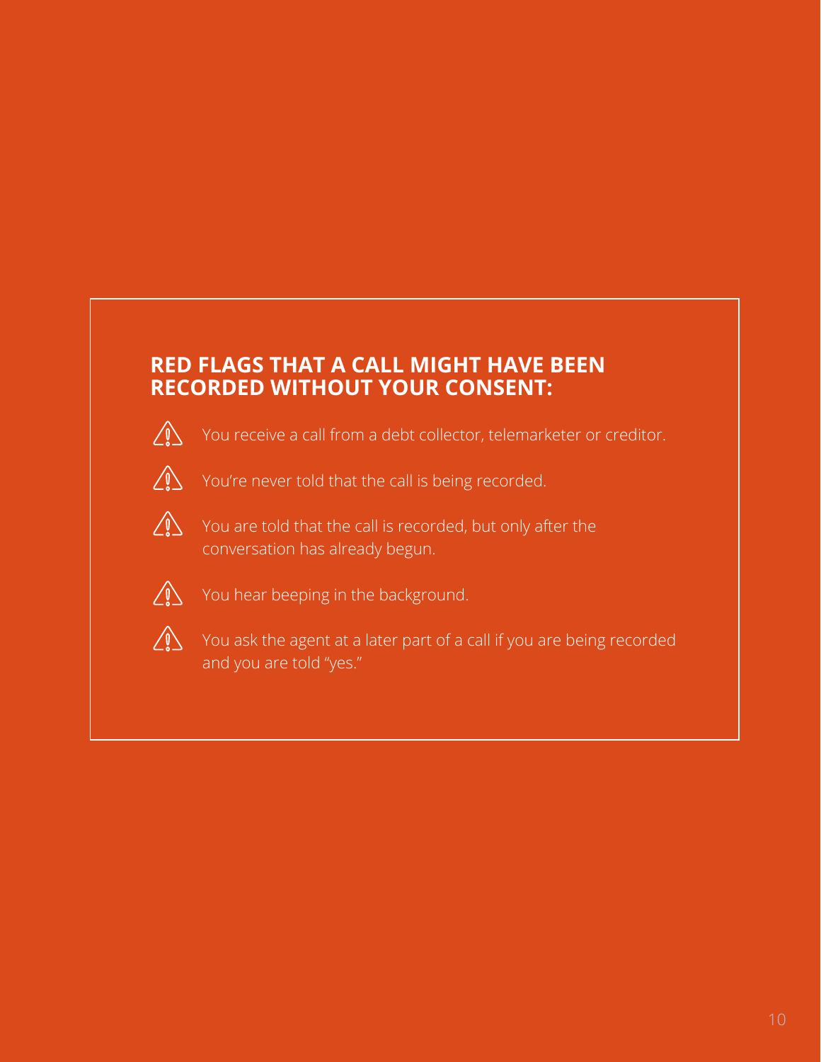## RED FLAGS THAT A CALL MIGHT HAVE BEEN RECORDED WITHOUT YOUR CONSENT:

- You receive a call from a debt collector, telemarketer or creditor.
- You're never told that the call is being recorded.
- You are told that the call is recorded, but only after the conversation has already begun.
- You hear beeping in the background.
- You ask the agent at a later part of a call if you are being recorded and you are told "yes."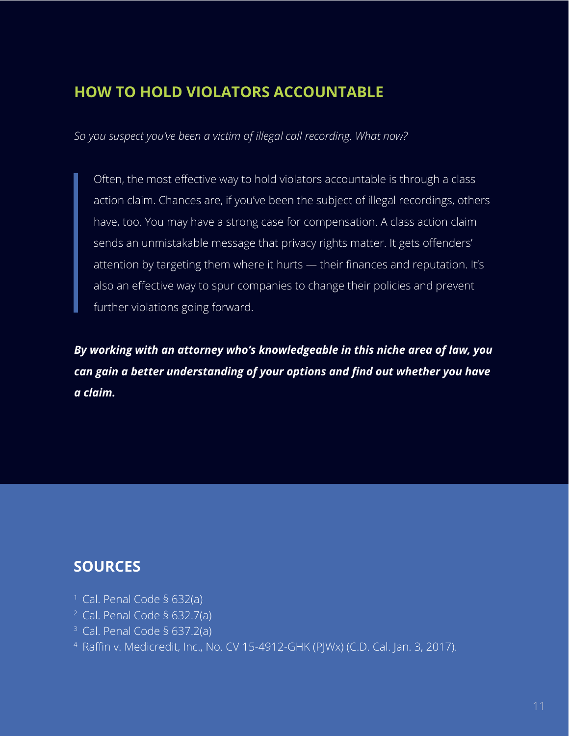## HOW TO HOLD VIOLATORS ACCOUNTABLE

*So you suspect you've been a victim of illegal call recording. What now?*

> Often, the most effective way to hold violators accountable is through a class action claim. Chances are, if you've been the subject of illegal recordings, others have, too. You may have a strong case for compensation. A class action claim sends an unmistakable message that privacy rights matter. It gets offenders' attention by targeting them where it hurts — their finances and reputation. It's also an effective way to spur companies to change their policies and prevent further violations going forward.

***By working with an attorney who's knowledgeable in this niche area of law, you can gain a better understanding of your options and find out whether you have a claim.***

## SOURCES

[1] Cal. Penal Code § 632(a)
[2] Cal. Penal Code § 632.7(a)
[3] Cal. Penal Code § 637.2(a)
[4] Raffin v. Medicredit, Inc., No. CV 15-4912-GHK (PJWx) (C.D. Cal. Jan. 3, 2017).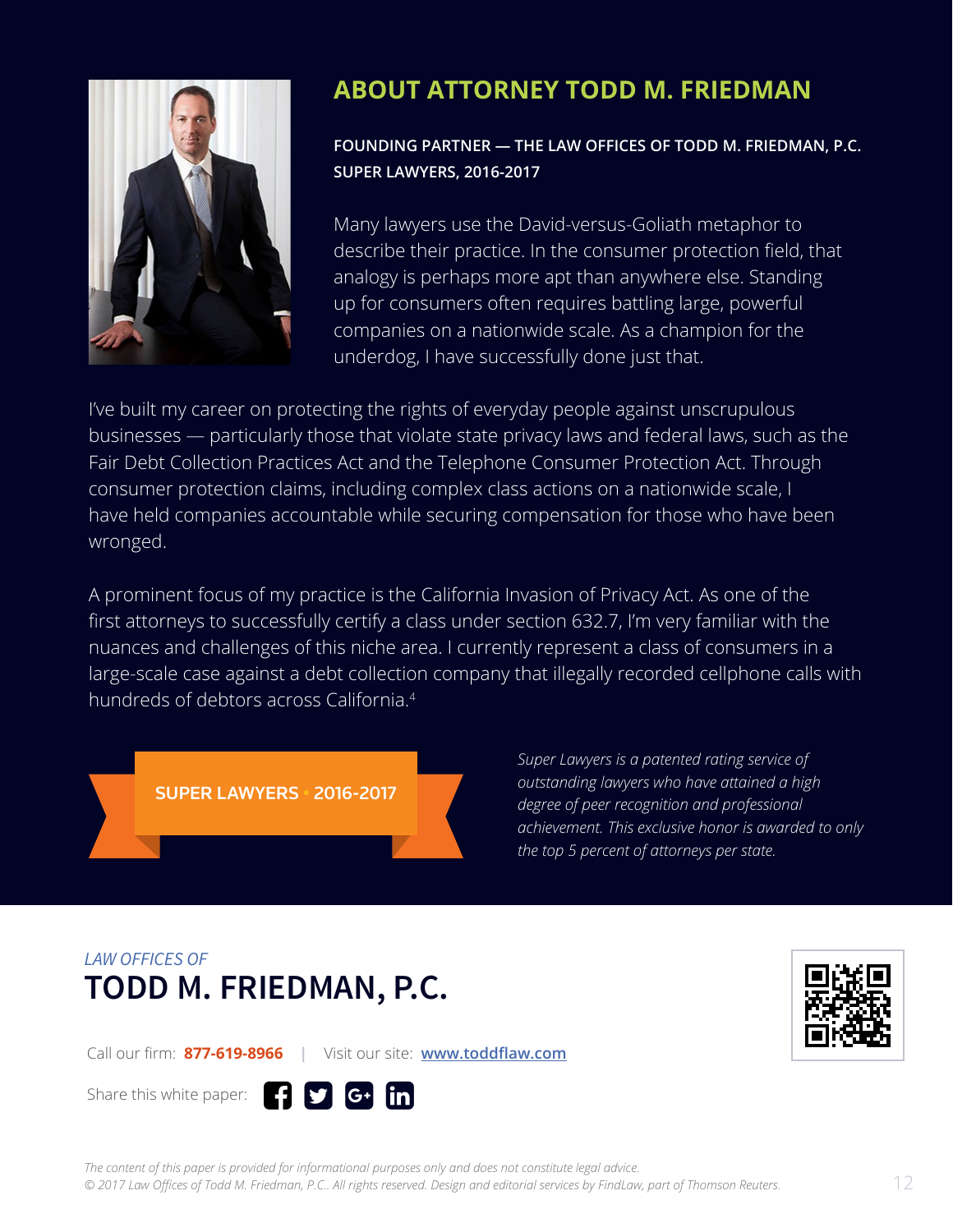## ABOUT ATTORNEY TODD M. FRIEDMAN

**FOUNDING PARTNER — THE LAW OFFICES OF TODD M. FRIEDMAN, P.C.**
**SUPER LAWYERS, 2016-2017**

Many lawyers use the David-versus-Goliath metaphor to describe their practice. In the consumer protection field, that analogy is perhaps more apt than anywhere else. Standing up for consumers often requires battling large, powerful companies on a nationwide scale. As a champion for the underdog, I have successfully done just that.

I've built my career on protecting the rights of everyday people against unscrupulous businesses — particularly those that violate state privacy laws and federal laws, such as the Fair Debt Collection Practices Act and the Telephone Consumer Protection Act. Through consumer protection claims, including complex class actions on a nationwide scale, I have held companies accountable while securing compensation for those who have been wronged.

A prominent focus of my practice is the California Invasion of Privacy Act. As one of the first attorneys to successfully certify a class under section 632.7, I'm very familiar with the nuances and challenges of this niche area. I currently represent a class of consumers in a large-scale case against a debt collection company that illegally recorded cellphone calls with hundreds of debtors across California.[4]

**SUPER LAWYERS • 2016-2017**

*Super Lawyers is a patented rating service of outstanding lawyers who have attained a high degree of peer recognition and professional achievement. This exclusive honor is awarded to only the top 5 percent of attorneys per state.*

*LAW OFFICES OF*
## TODD M. FRIEDMAN, P.C.

Call our firm: **877-619-8966** | Visit our site: **www.toddflaw.com**

Share this white paper:

*The content of this paper is provided for informational purposes only and does not constitute legal advice.*
*© 2017 Law Offices of Todd M. Friedman, P.C.. All rights reserved. Design and editorial services by FindLaw, part of Thomson Reuters.*